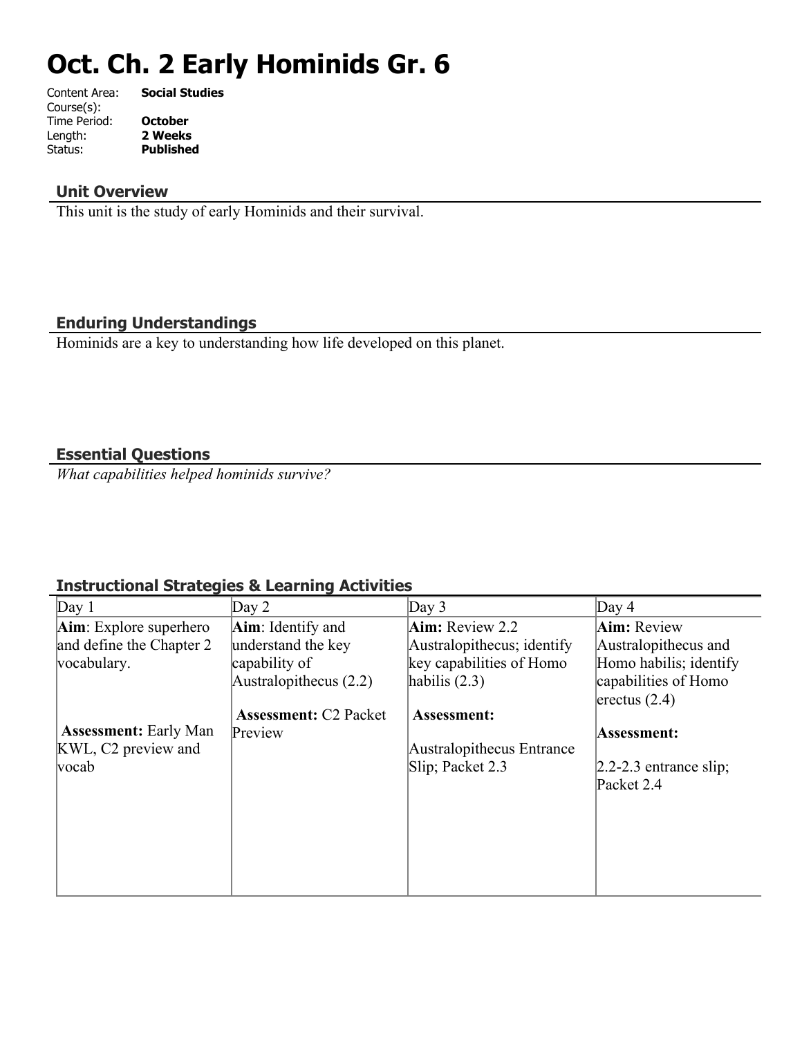# Oct. Ch. 2 Early Hominids Gr. 6

Content Area: **Social Studies**
Course(s):
Time Period: **October**
Length: **2 Weeks**
Status: **Published**

## Unit Overview

This unit is the study of early Hominids and their survival.

## Enduring Understandings

Hominids are a key to understanding how life developed on this planet.

## Essential Questions

*What capabilities helped hominids survive?*

## Instructional Strategies & Learning Activities

| Day 1 | Day 2 | Day 3 | Day 4 |
|---|---|---|---|
| **Aim**: Explore superhero and define the Chapter 2 vocabulary.<br><br>**Assessment:** Early Man KWL, C2 preview and vocab | **Aim**: Identify and understand the key capability of Australopithecus (2.2)<br><br>**Assessment:** C2 Packet Preview | **Aim:** Review 2.2 Australopithecus; identify key capabilities of Homo habilis (2.3)<br><br>**Assessment:**<br><br>Australopithecus Entrance Slip; Packet 2.3 | **Aim:** Review Australopithecus and Homo habilis; identify capabilities of Homo erectus (2.4)<br><br>**Assessment:**<br><br>2.2-2.3 entrance slip; Packet 2.4 |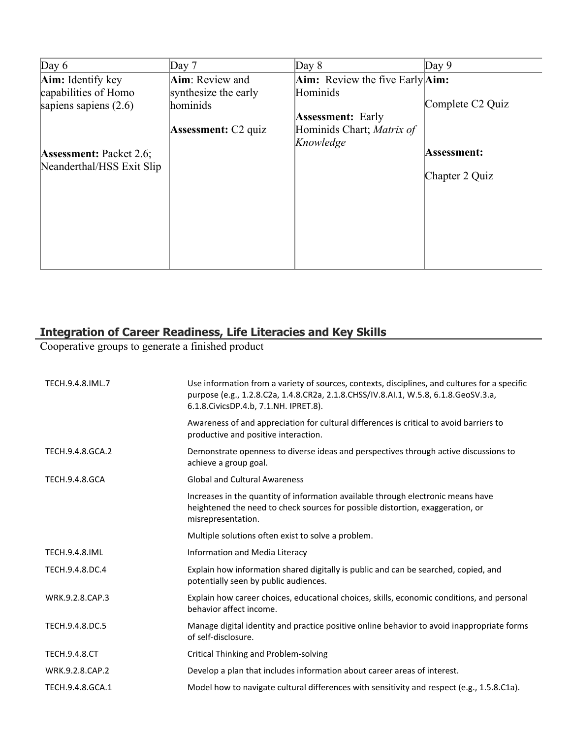| Day 6 | Day 7 | Day 8 | Day 9 |
|---|---|---|---|
| **Aim:** Identify key capabilities of Homo sapiens sapiens (2.6)<br><br>**Assessment:** Packet 2.6; Neanderthal/HSS Exit Slip | **Aim**: Review and synthesize the early hominids<br><br>**Assessment:** C2 quiz | **Aim:** Review the five Early Hominids<br><br>**Assessment:** Early Hominids Chart; *Matrix of Knowledge* | **Aim:**<br><br>Complete C2 Quiz<br><br>**Assessment:**<br><br>Chapter 2 Quiz |

## Integration of Career Readiness, Life Literacies and Key Skills

Cooperative groups to generate a finished product

| | |
|---|---|
| TECH.9.4.8.IML.7 | Use information from a variety of sources, contexts, disciplines, and cultures for a specific purpose (e.g., 1.2.8.C2a, 1.4.8.CR2a, 2.1.8.CHSS/IV.8.AI.1, W.5.8, 6.1.8.GeoSV.3.a, 6.1.8.CivicsDP.4.b, 7.1.NH. IPRET.8). |
| | Awareness of and appreciation for cultural differences is critical to avoid barriers to productive and positive interaction. |
| TECH.9.4.8.GCA.2 | Demonstrate openness to diverse ideas and perspectives through active discussions to achieve a group goal. |
| TECH.9.4.8.GCA | Global and Cultural Awareness |
| | Increases in the quantity of information available through electronic means have heightened the need to check sources for possible distortion, exaggeration, or misrepresentation. |
| | Multiple solutions often exist to solve a problem. |
| TECH.9.4.8.IML | Information and Media Literacy |
| TECH.9.4.8.DC.4 | Explain how information shared digitally is public and can be searched, copied, and potentially seen by public audiences. |
| WRK.9.2.8.CAP.3 | Explain how career choices, educational choices, skills, economic conditions, and personal behavior affect income. |
| TECH.9.4.8.DC.5 | Manage digital identity and practice positive online behavior to avoid inappropriate forms of self-disclosure. |
| TECH.9.4.8.CT | Critical Thinking and Problem-solving |
| WRK.9.2.8.CAP.2 | Develop a plan that includes information about career areas of interest. |
| TECH.9.4.8.GCA.1 | Model how to navigate cultural differences with sensitivity and respect (e.g., 1.5.8.C1a). |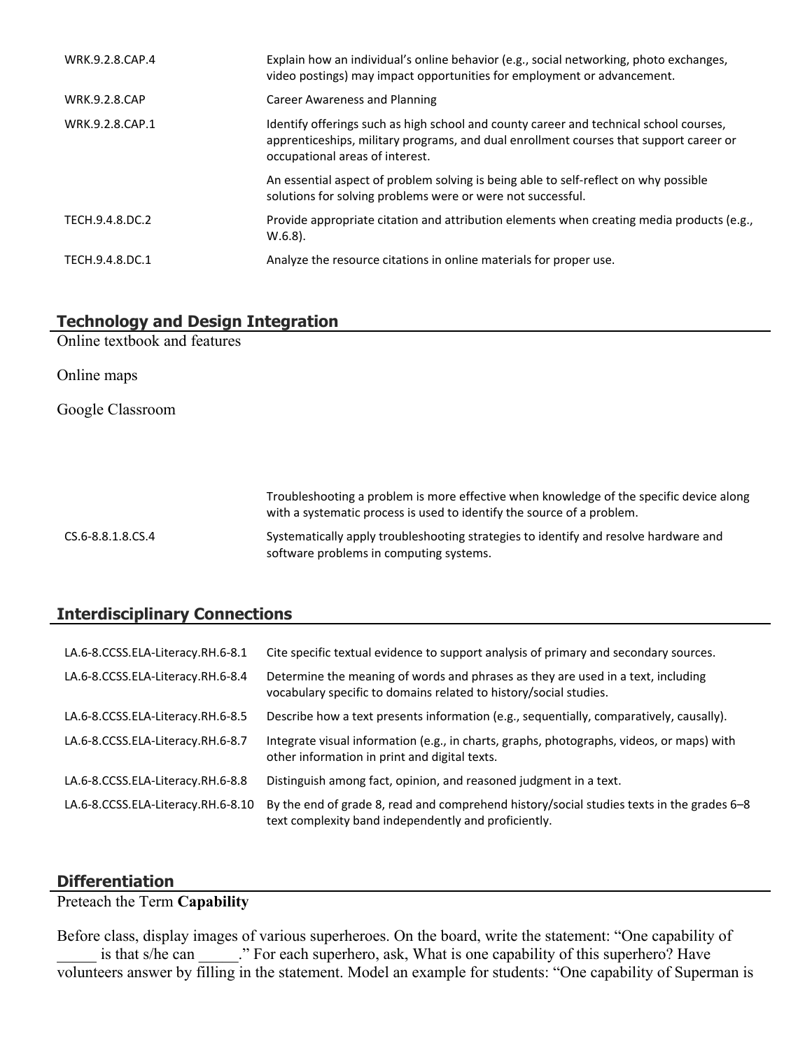| | |
|---|---|
| WRK.9.2.8.CAP.4 | Explain how an individual's online behavior (e.g., social networking, photo exchanges, video postings) may impact opportunities for employment or advancement. |
| WRK.9.2.8.CAP | Career Awareness and Planning |
| WRK.9.2.8.CAP.1 | Identify offerings such as high school and county career and technical school courses, apprenticeships, military programs, and dual enrollment courses that support career or occupational areas of interest. |
| | An essential aspect of problem solving is being able to self-reflect on why possible solutions for solving problems were or were not successful. |
| TECH.9.4.8.DC.2 | Provide appropriate citation and attribution elements when creating media products (e.g., W.6.8). |
| TECH.9.4.8.DC.1 | Analyze the resource citations in online materials for proper use. |

## Technology and Design Integration

Online textbook and features

Online maps

Google Classroom

| | |
|---|---|
| | Troubleshooting a problem is more effective when knowledge of the specific device along with a systematic process is used to identify the source of a problem. |
| CS.6-8.8.1.8.CS.4 | Systematically apply troubleshooting strategies to identify and resolve hardware and software problems in computing systems. |

## Interdisciplinary Connections

| | |
|---|---|
| LA.6-8.CCSS.ELA-Literacy.RH.6-8.1 | Cite specific textual evidence to support analysis of primary and secondary sources. |
| LA.6-8.CCSS.ELA-Literacy.RH.6-8.4 | Determine the meaning of words and phrases as they are used in a text, including vocabulary specific to domains related to history/social studies. |
| LA.6-8.CCSS.ELA-Literacy.RH.6-8.5 | Describe how a text presents information (e.g., sequentially, comparatively, causally). |
| LA.6-8.CCSS.ELA-Literacy.RH.6-8.7 | Integrate visual information (e.g., in charts, graphs, photographs, videos, or maps) with other information in print and digital texts. |
| LA.6-8.CCSS.ELA-Literacy.RH.6-8.8 | Distinguish among fact, opinion, and reasoned judgment in a text. |
| LA.6-8.CCSS.ELA-Literacy.RH.6-8.10 | By the end of grade 8, read and comprehend history/social studies texts in the grades 6–8 text complexity band independently and proficiently. |

## Differentiation

Preteach the Term **Capability**

Before class, display images of various superheroes. On the board, write the statement: "One capability of _____ is that s/he can _____." For each superhero, ask, What is one capability of this superhero? Have volunteers answer by filling in the statement. Model an example for students: "One capability of Superman is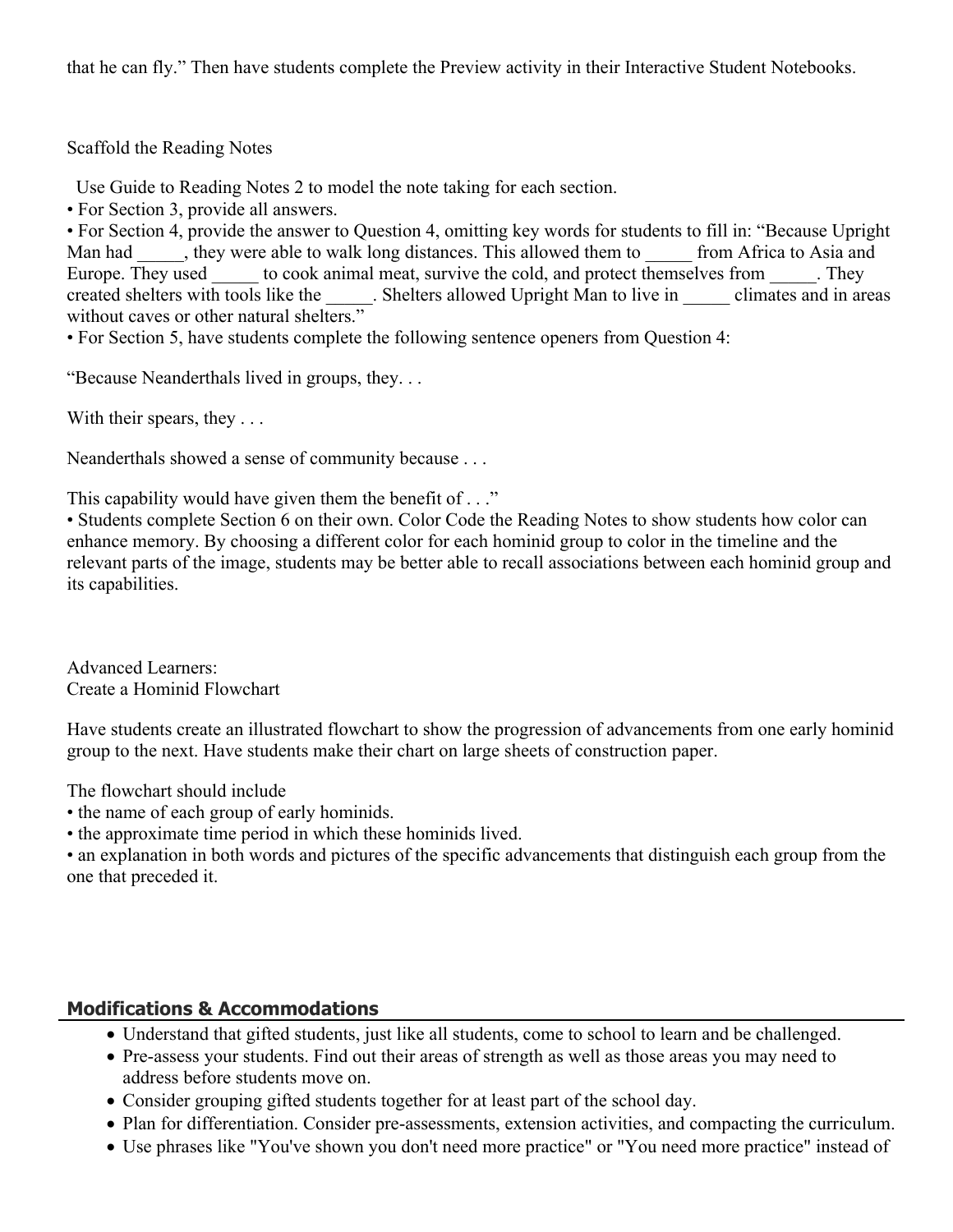that he can fly." Then have students complete the Preview activity in their Interactive Student Notebooks.

Scaffold the Reading Notes

Use Guide to Reading Notes 2 to model the note taking for each section.

- For Section 3, provide all answers.
- For Section 4, provide the answer to Question 4, omitting key words for students to fill in: "Because Upright Man had _____, they were able to walk long distances. This allowed them to _____ from Africa to Asia and Europe. They used _____ to cook animal meat, survive the cold, and protect themselves from _____. They created shelters with tools like the _____. Shelters allowed Upright Man to live in _____ climates and in areas without caves or other natural shelters."
- For Section 5, have students complete the following sentence openers from Question 4:

"Because Neanderthals lived in groups, they. . .

With their spears, they . . .

Neanderthals showed a sense of community because . . .

This capability would have given them the benefit of . . ."

- Students complete Section 6 on their own. Color Code the Reading Notes to show students how color can enhance memory. By choosing a different color for each hominid group to color in the timeline and the relevant parts of the image, students may be better able to recall associations between each hominid group and its capabilities.

Advanced Learners:
Create a Hominid Flowchart

Have students create an illustrated flowchart to show the progression of advancements from one early hominid group to the next. Have students make their chart on large sheets of construction paper.

The flowchart should include

- the name of each group of early hominids.
- the approximate time period in which these hominids lived.
- an explanation in both words and pictures of the specific advancements that distinguish each group from the one that preceded it.

## Modifications & Accommodations

- Understand that gifted students, just like all students, come to school to learn and be challenged.
- Pre-assess your students. Find out their areas of strength as well as those areas you may need to address before students move on.
- Consider grouping gifted students together for at least part of the school day.
- Plan for differentiation. Consider pre-assessments, extension activities, and compacting the curriculum.
- Use phrases like "You've shown you don't need more practice" or "You need more practice" instead of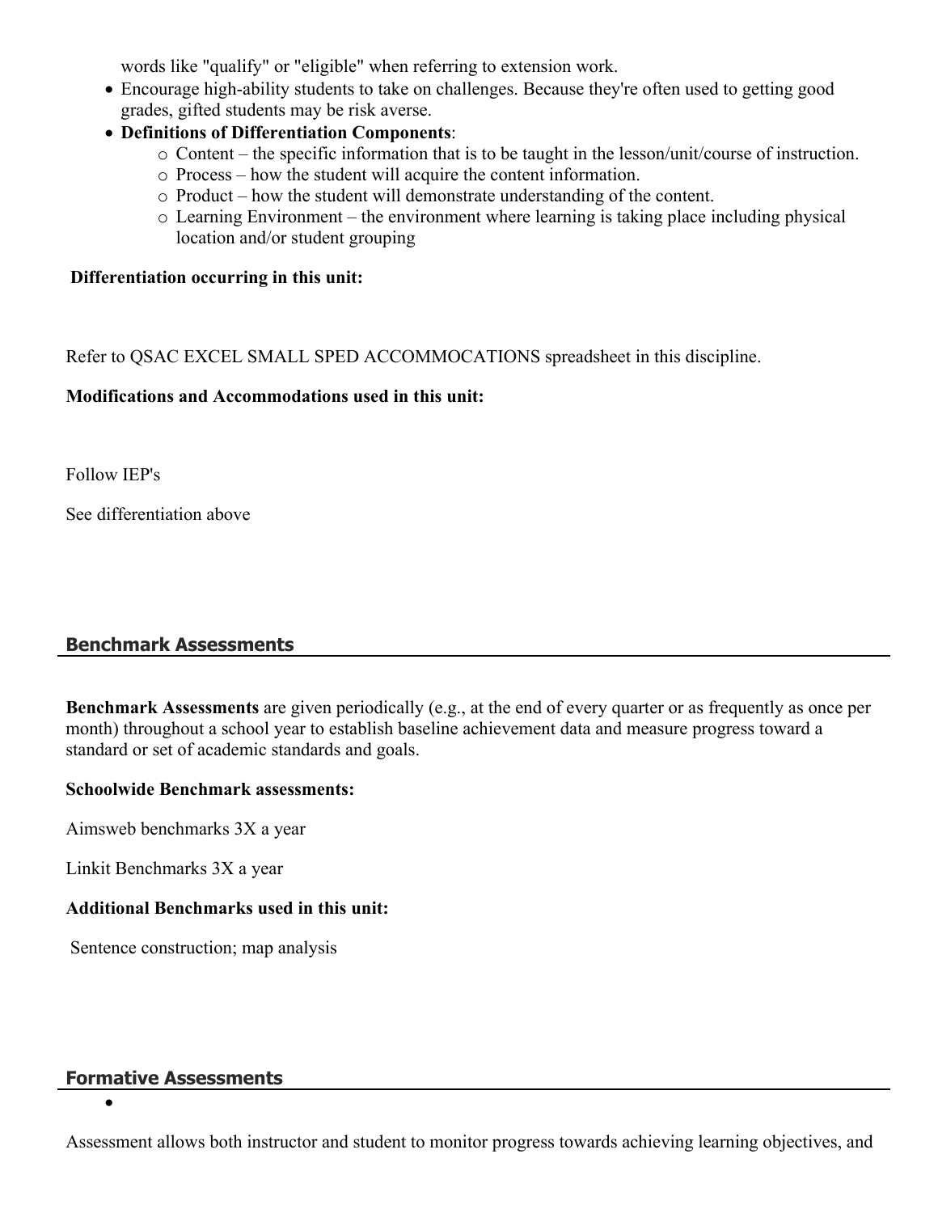words like "qualify" or "eligible" when referring to extension work.

- Encourage high-ability students to take on challenges. Because they're often used to getting good grades, gifted students may be risk averse.
- **Definitions of Differentiation Components**:
    - Content – the specific information that is to be taught in the lesson/unit/course of instruction.
    - Process – how the student will acquire the content information.
    - Product – how the student will demonstrate understanding of the content.
    - Learning Environment – the environment where learning is taking place including physical location and/or student grouping

**Differentiation occurring in this unit:**

Refer to QSAC EXCEL SMALL SPED ACCOMMOCATIONS spreadsheet in this discipline.

**Modifications and Accommodations used in this unit:**

Follow IEP's

See differentiation above

## Benchmark Assessments

**Benchmark Assessments** are given periodically (e.g., at the end of every quarter or as frequently as once per month) throughout a school year to establish baseline achievement data and measure progress toward a standard or set of academic standards and goals.

**Schoolwide Benchmark assessments:**

Aimsweb benchmarks 3X a year

Linkit Benchmarks 3X a year

**Additional Benchmarks used in this unit:**

Sentence construction; map analysis

## Formative Assessments

Assessment allows both instructor and student to monitor progress towards achieving learning objectives, and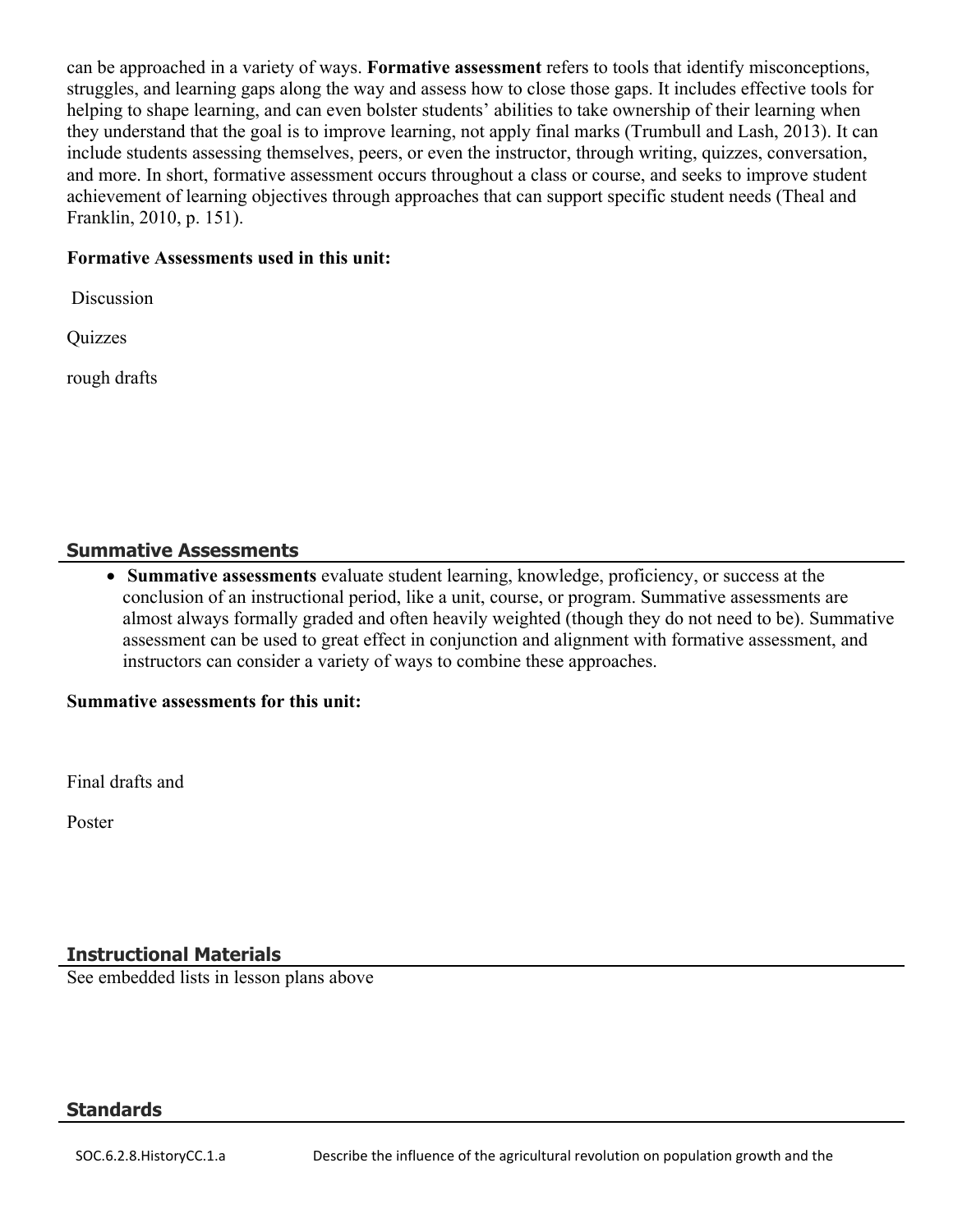can be approached in a variety of ways. **Formative assessment** refers to tools that identify misconceptions, struggles, and learning gaps along the way and assess how to close those gaps. It includes effective tools for helping to shape learning, and can even bolster students' abilities to take ownership of their learning when they understand that the goal is to improve learning, not apply final marks (Trumbull and Lash, 2013). It can include students assessing themselves, peers, or even the instructor, through writing, quizzes, conversation, and more. In short, formative assessment occurs throughout a class or course, and seeks to improve student achievement of learning objectives through approaches that can support specific student needs (Theal and Franklin, 2010, p. 151).

**Formative Assessments used in this unit:**

Discussion

Quizzes

rough drafts

## Summative Assessments

- **Summative assessments** evaluate student learning, knowledge, proficiency, or success at the conclusion of an instructional period, like a unit, course, or program. Summative assessments are almost always formally graded and often heavily weighted (though they do not need to be). Summative assessment can be used to great effect in conjunction and alignment with formative assessment, and instructors can consider a variety of ways to combine these approaches.

**Summative assessments for this unit:**

Final drafts and

Poster

## Instructional Materials

See embedded lists in lesson plans above

## Standards

| SOC.6.2.8.HistoryCC.1.a | Describe the influence of the agricultural revolution on population growth and the |
|---|---|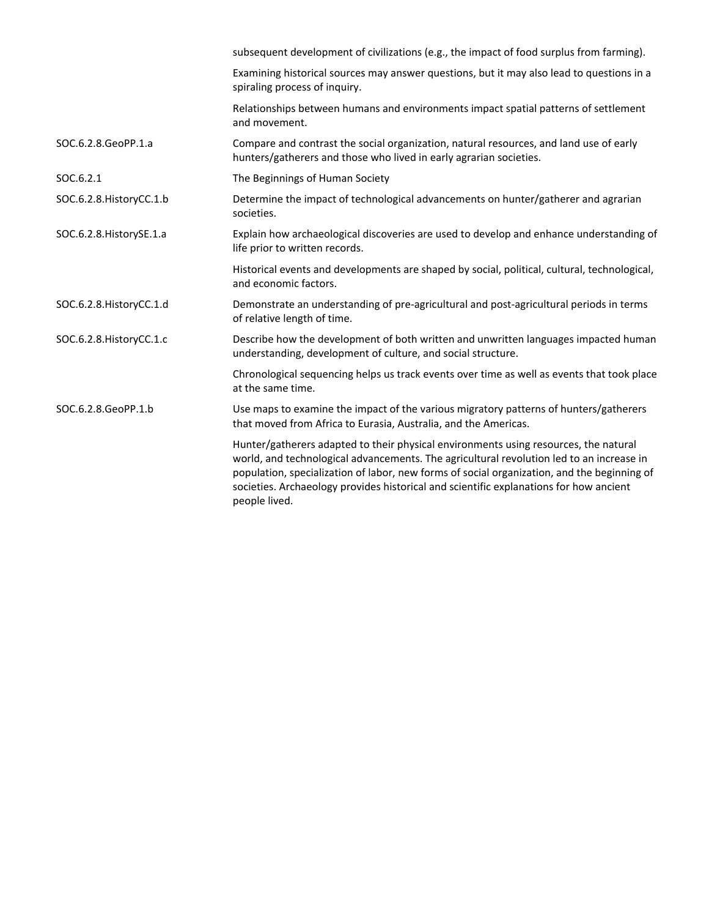| | |
|---|---|
| | subsequent development of civilizations (e.g., the impact of food surplus from farming). |
| | Examining historical sources may answer questions, but it may also lead to questions in a spiraling process of inquiry. |
| | Relationships between humans and environments impact spatial patterns of settlement and movement. |
| SOC.6.2.8.GeoPP.1.a | Compare and contrast the social organization, natural resources, and land use of early hunters/gatherers and those who lived in early agrarian societies. |
| SOC.6.2.1 | The Beginnings of Human Society |
| SOC.6.2.8.HistoryCC.1.b | Determine the impact of technological advancements on hunter/gatherer and agrarian societies. |
| SOC.6.2.8.HistorySE.1.a | Explain how archaeological discoveries are used to develop and enhance understanding of life prior to written records. |
| | Historical events and developments are shaped by social, political, cultural, technological, and economic factors. |
| SOC.6.2.8.HistoryCC.1.d | Demonstrate an understanding of pre-agricultural and post-agricultural periods in terms of relative length of time. |
| SOC.6.2.8.HistoryCC.1.c | Describe how the development of both written and unwritten languages impacted human understanding, development of culture, and social structure. |
| | Chronological sequencing helps us track events over time as well as events that took place at the same time. |
| SOC.6.2.8.GeoPP.1.b | Use maps to examine the impact of the various migratory patterns of hunters/gatherers that moved from Africa to Eurasia, Australia, and the Americas. |
| | Hunter/gatherers adapted to their physical environments using resources, the natural world, and technological advancements. The agricultural revolution led to an increase in population, specialization of labor, new forms of social organization, and the beginning of societies. Archaeology provides historical and scientific explanations for how ancient people lived. |